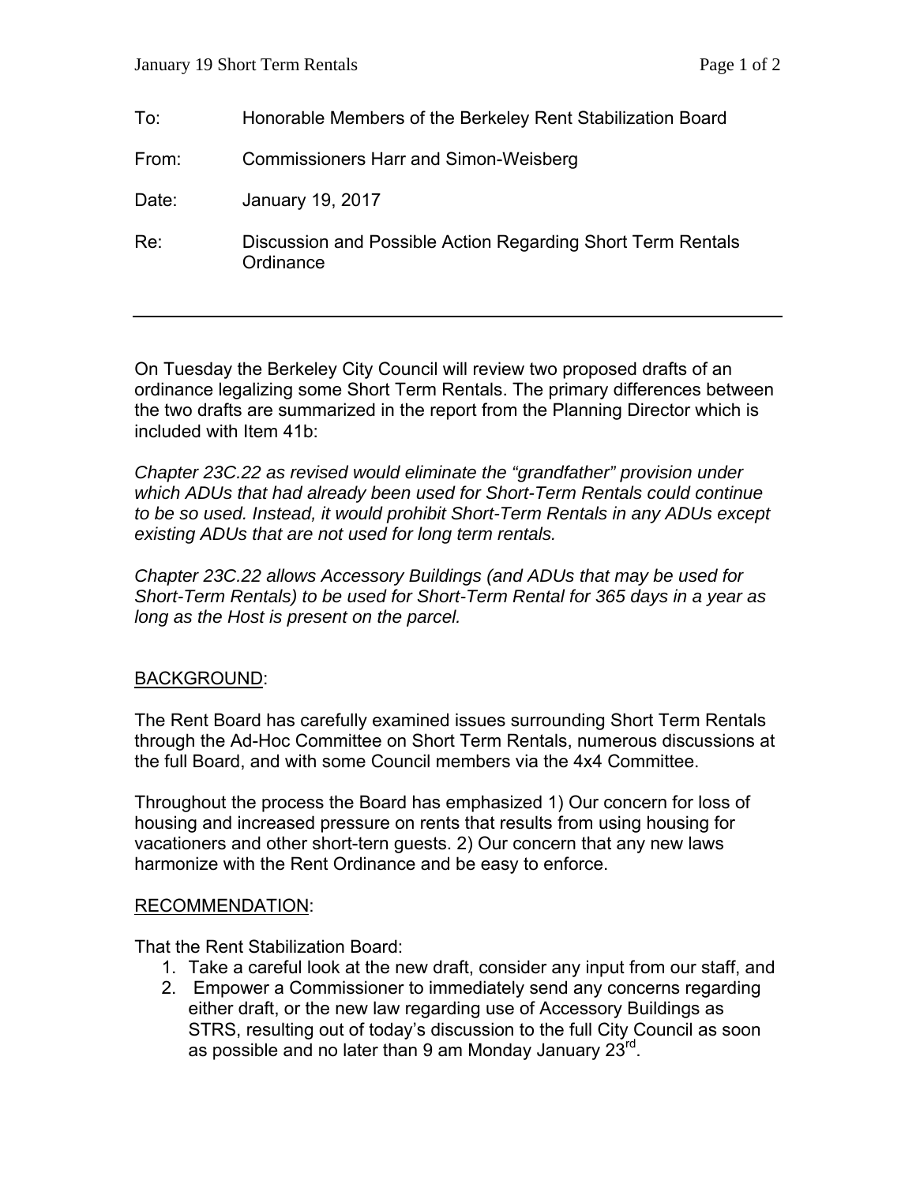To: Honorable Members of the Berkeley Rent Stabilization Board

From: Commissioners Harr and Simon-Weisberg

Date: January 19, 2017

Re: Discussion and Possible Action Regarding Short Term Rentals Ordinance

---

On Tuesday the Berkeley City Council will review two proposed drafts of an ordinance legalizing some Short Term Rentals. The primary differences between the two drafts are summarized in the report from the Planning Director which is included with Item 41b:

*Chapter 23C.22 as revised would eliminate the "grandfather" provision under which ADUs that had already been used for Short-Term Rentals could continue to be so used. Instead, it would prohibit Short-Term Rentals in any ADUs except existing ADUs that are not used for long term rentals.*

*Chapter 23C.22 allows Accessory Buildings (and ADUs that may be used for Short-Term Rentals) to be used for Short-Term Rental for 365 days in a year as long as the Host is present on the parcel.*

## BACKGROUND:

The Rent Board has carefully examined issues surrounding Short Term Rentals through the Ad-Hoc Committee on Short Term Rentals, numerous discussions at the full Board, and with some Council members via the 4x4 Committee.

Throughout the process the Board has emphasized 1) Our concern for loss of housing and increased pressure on rents that results from using housing for vacationers and other short-tern guests. 2) Our concern that any new laws harmonize with the Rent Ordinance and be easy to enforce.

## RECOMMENDATION:

That the Rent Stabilization Board:

1. Take a careful look at the new draft, consider any input from our staff, and
2. Empower a Commissioner to immediately send any concerns regarding either draft, or the new law regarding use of Accessory Buildings as STRS, resulting out of today's discussion to the full City Council as soon as possible and no later than 9 am Monday January 23rd.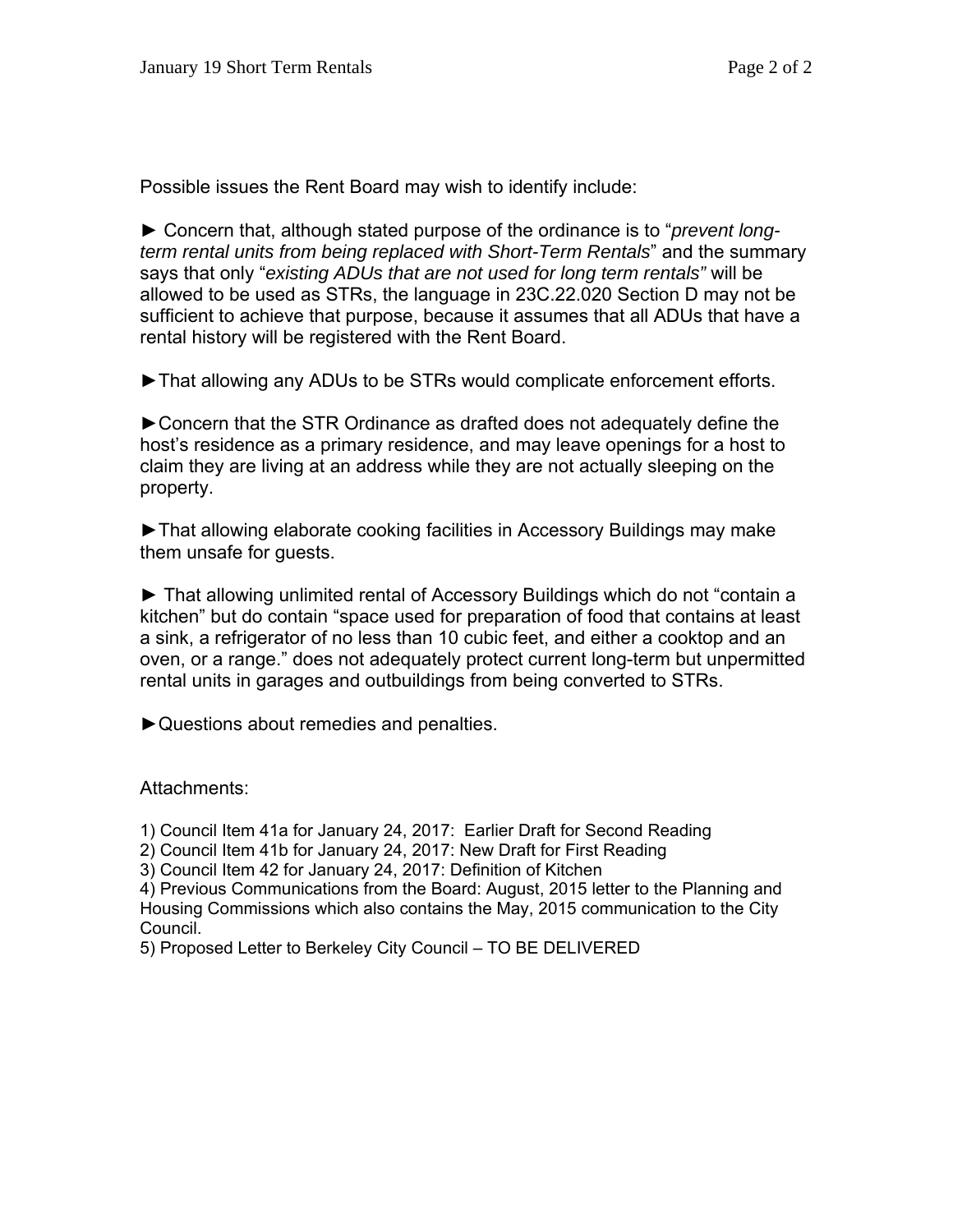Possible issues the Rent Board may wish to identify include:

► Concern that, although stated purpose of the ordinance is to "*prevent long-term rental units from being replaced with Short-Term Rentals*" and the summary says that only "*existing ADUs that are not used for long term rentals"* will be allowed to be used as STRs, the language in 23C.22.020 Section D may not be sufficient to achieve that purpose, because it assumes that all ADUs that have a rental history will be registered with the Rent Board.

►That allowing any ADUs to be STRs would complicate enforcement efforts.

►Concern that the STR Ordinance as drafted does not adequately define the host's residence as a primary residence, and may leave openings for a host to claim they are living at an address while they are not actually sleeping on the property.

►That allowing elaborate cooking facilities in Accessory Buildings may make them unsafe for guests.

► That allowing unlimited rental of Accessory Buildings which do not "contain a kitchen" but do contain "space used for preparation of food that contains at least a sink, a refrigerator of no less than 10 cubic feet, and either a cooktop and an oven, or a range." does not adequately protect current long-term but unpermitted rental units in garages and outbuildings from being converted to STRs.

►Questions about remedies and penalties.

Attachments:

1) Council Item 41a for January 24, 2017: Earlier Draft for Second Reading
2) Council Item 41b for January 24, 2017: New Draft for First Reading
3) Council Item 42 for January 24, 2017: Definition of Kitchen
4) Previous Communications from the Board: August, 2015 letter to the Planning and Housing Commissions which also contains the May, 2015 communication to the City Council.
5) Proposed Letter to Berkeley City Council – TO BE DELIVERED